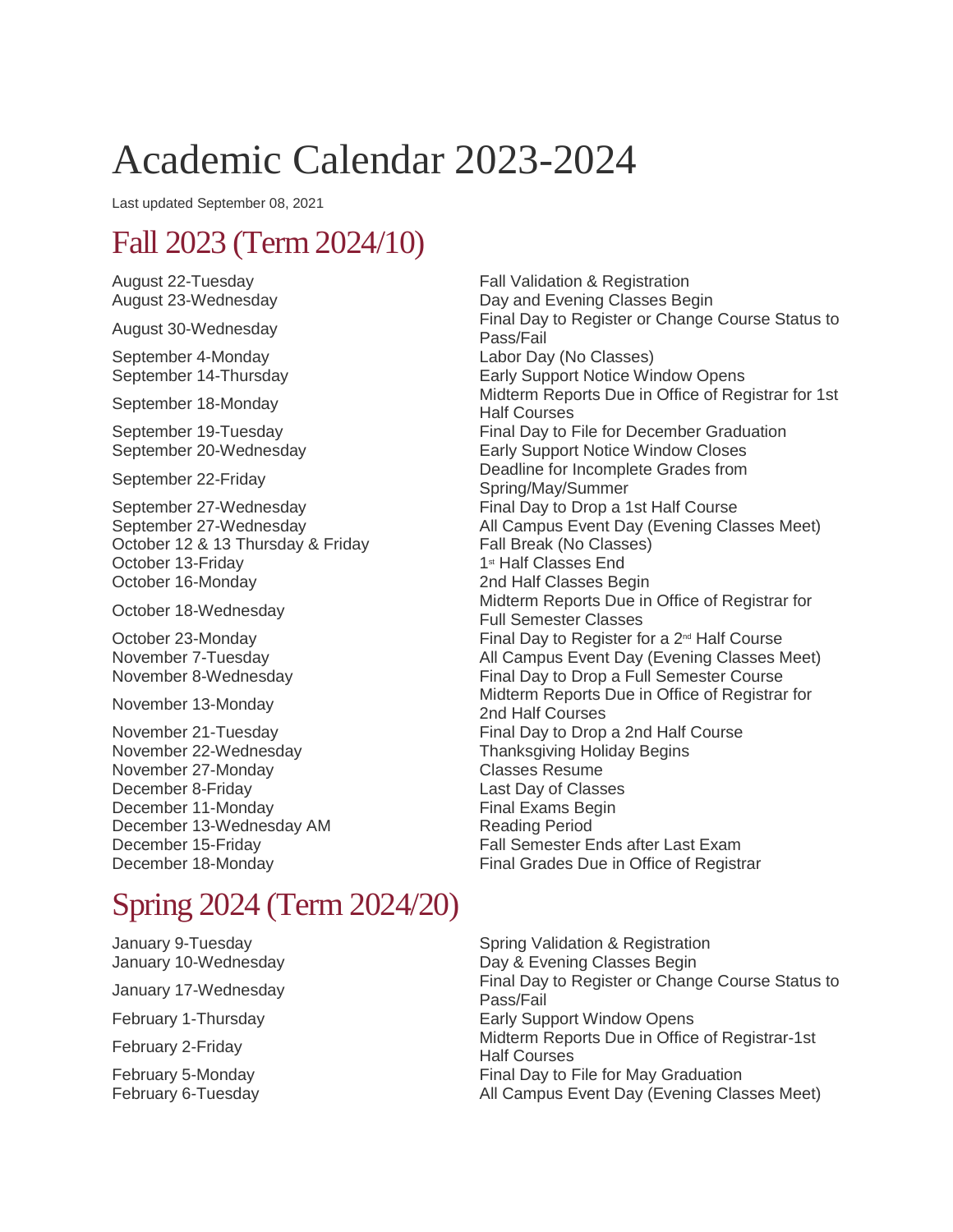# Academic Calendar 2023-2024

Last updated September 08, 2021

## Fall 2023 (Term 2024/10)

| | |
|---|---|
| August 22-Tuesday | Fall Validation & Registration |
| August 23-Wednesday | Day and Evening Classes Begin |
| August 30-Wednesday | Final Day to Register or Change Course Status to Pass/Fail |
| September 4-Monday | Labor Day (No Classes) |
| September 14-Thursday | Early Support Notice Window Opens |
| September 18-Monday | Midterm Reports Due in Office of Registrar for 1st Half Courses |
| September 19-Tuesday | Final Day to File for December Graduation |
| September 20-Wednesday | Early Support Notice Window Closes |
| September 22-Friday | Deadline for Incomplete Grades from Spring/May/Summer |
| September 27-Wednesday | Final Day to Drop a 1st Half Course |
| September 27-Wednesday | All Campus Event Day (Evening Classes Meet) |
| October 12 & 13 Thursday & Friday | Fall Break (No Classes) |
| October 13-Friday | 1st Half Classes End |
| October 16-Monday | 2nd Half Classes Begin |
| October 18-Wednesday | Midterm Reports Due in Office of Registrar for Full Semester Classes |
| October 23-Monday | Final Day to Register for a 2nd Half Course |
| November 7-Tuesday | All Campus Event Day (Evening Classes Meet) |
| November 8-Wednesday | Final Day to Drop a Full Semester Course |
| November 13-Monday | Midterm Reports Due in Office of Registrar for 2nd Half Courses |
| November 21-Tuesday | Final Day to Drop a 2nd Half Course |
| November 22-Wednesday | Thanksgiving Holiday Begins |
| November 27-Monday | Classes Resume |
| December 8-Friday | Last Day of Classes |
| December 11-Monday | Final Exams Begin |
| December 13-Wednesday AM | Reading Period |
| December 15-Friday | Fall Semester Ends after Last Exam |
| December 18-Monday | Final Grades Due in Office of Registrar |

## Spring 2024 (Term 2024/20)

| | |
|---|---|
| January 9-Tuesday | Spring Validation & Registration |
| January 10-Wednesday | Day & Evening Classes Begin |
| January 17-Wednesday | Final Day to Register or Change Course Status to Pass/Fail |
| February 1-Thursday | Early Support Window Opens |
| February 2-Friday | Midterm Reports Due in Office of Registrar-1st Half Courses |
| February 5-Monday | Final Day to File for May Graduation |
| February 6-Tuesday | All Campus Event Day (Evening Classes Meet) |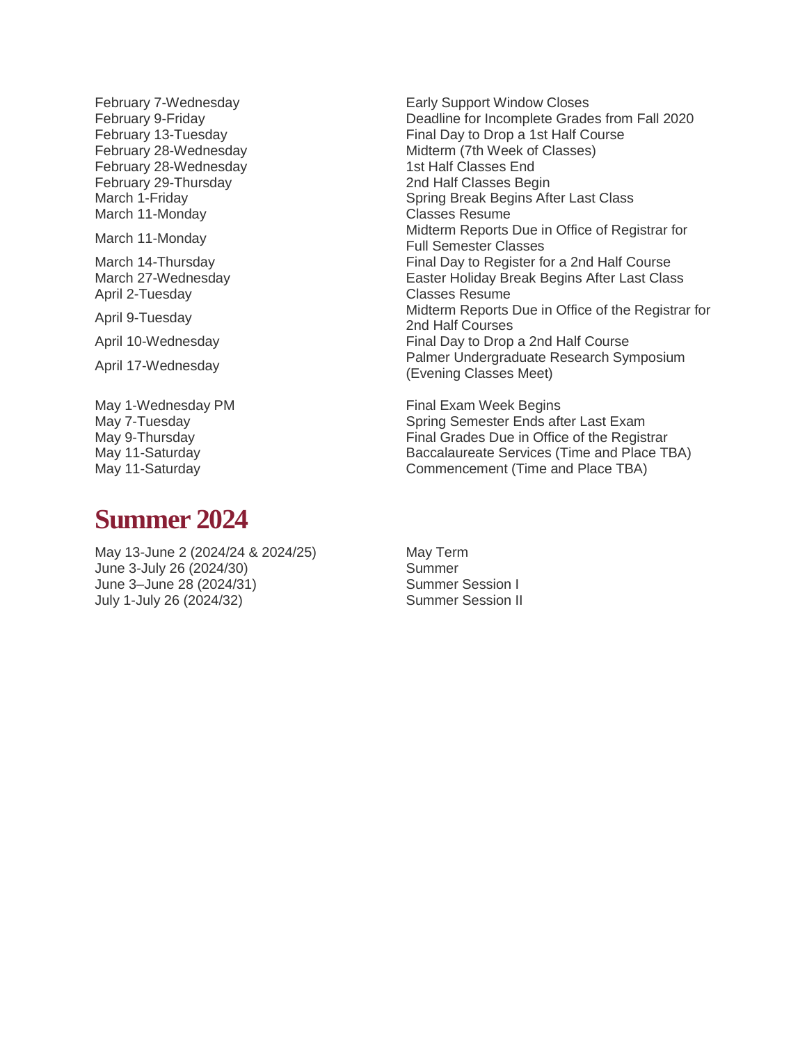| | |
|---|---|
| February 7-Wednesday | Early Support Window Closes |
| February 9-Friday | Deadline for Incomplete Grades from Fall 2020 |
| February 13-Tuesday | Final Day to Drop a 1st Half Course |
| February 28-Wednesday | Midterm (7th Week of Classes) |
| February 28-Wednesday | 1st Half Classes End |
| February 29-Thursday | 2nd Half Classes Begin |
| March 1-Friday | Spring Break Begins After Last Class |
| March 11-Monday | Classes Resume |
| March 11-Monday | Midterm Reports Due in Office of Registrar for Full Semester Classes |
| March 14-Thursday | Final Day to Register for a 2nd Half Course |
| March 27-Wednesday | Easter Holiday Break Begins After Last Class |
| April 2-Tuesday | Classes Resume |
| April 9-Tuesday | Midterm Reports Due in Office of the Registrar for 2nd Half Courses |
| April 10-Wednesday | Final Day to Drop a 2nd Half Course |
| April 17-Wednesday | Palmer Undergraduate Research Symposium (Evening Classes Meet) |
| May 1-Wednesday PM | Final Exam Week Begins |
| May 7-Tuesday | Spring Semester Ends after Last Exam |
| May 9-Thursday | Final Grades Due in Office of the Registrar |
| May 11-Saturday | Baccalaureate Services (Time and Place TBA) |
| May 11-Saturday | Commencement (Time and Place TBA) |

# Summer 2024

| | |
|---|---|
| May 13-June 2 (2024/24 & 2024/25) | May Term |
| June 3-July 26 (2024/30) | Summer |
| June 3–June 28 (2024/31) | Summer Session I |
| July 1-July 26 (2024/32) | Summer Session II |